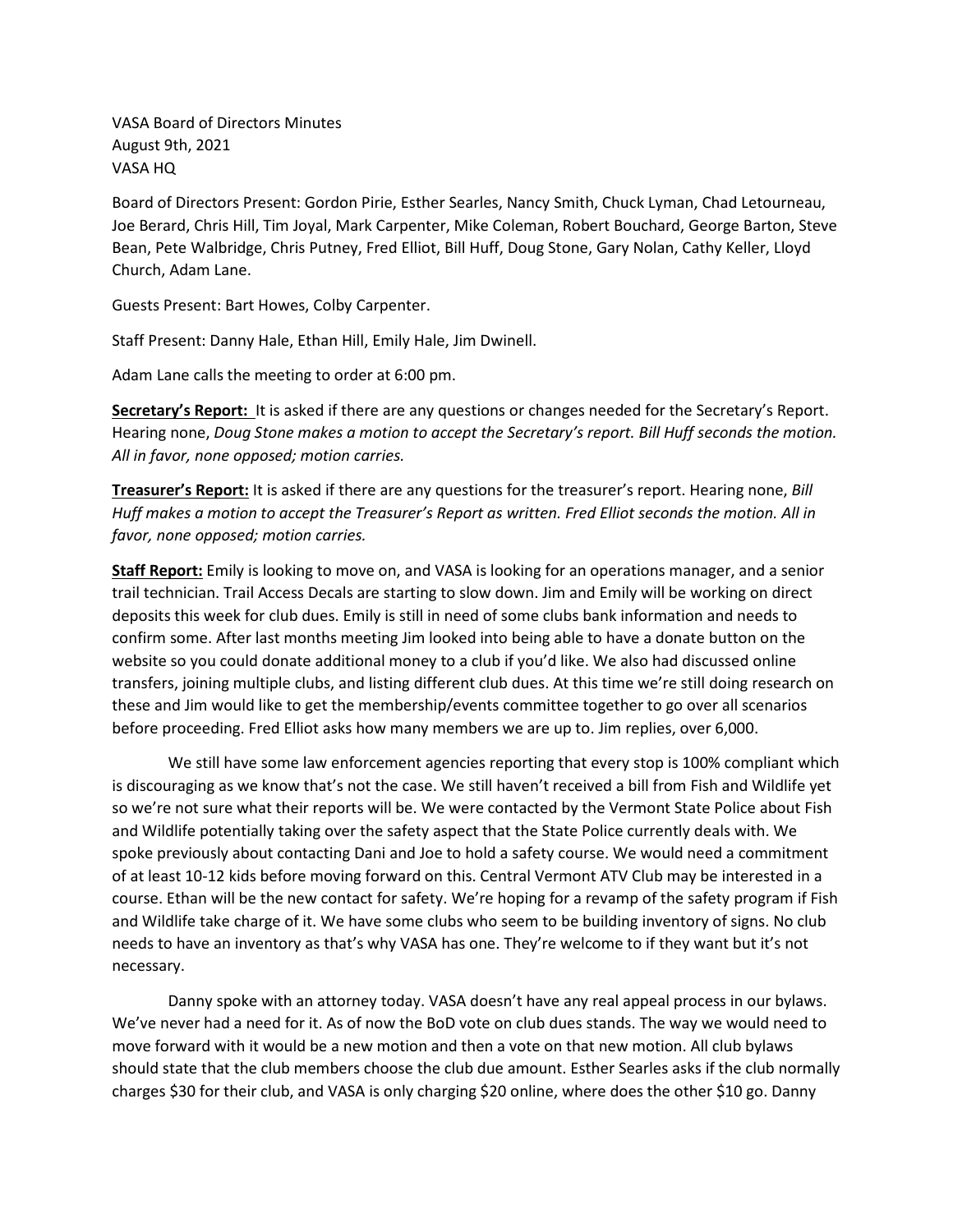VASA Board of Directors Minutes
August 9th, 2021
VASA HQ

Board of Directors Present: Gordon Pirie, Esther Searles, Nancy Smith, Chuck Lyman, Chad Letourneau, Joe Berard, Chris Hill, Tim Joyal, Mark Carpenter, Mike Coleman, Robert Bouchard, George Barton, Steve Bean, Pete Walbridge, Chris Putney, Fred Elliot, Bill Huff, Doug Stone, Gary Nolan, Cathy Keller, Lloyd Church, Adam Lane.

Guests Present: Bart Howes, Colby Carpenter.

Staff Present: Danny Hale, Ethan Hill, Emily Hale, Jim Dwinell.

Adam Lane calls the meeting to order at 6:00 pm.

**Secretary's Report:** It is asked if there are any questions or changes needed for the Secretary's Report. Hearing none, *Doug Stone makes a motion to accept the Secretary's report. Bill Huff seconds the motion. All in favor, none opposed; motion carries.*

**Treasurer's Report:** It is asked if there are any questions for the treasurer's report. Hearing none, *Bill Huff makes a motion to accept the Treasurer's Report as written. Fred Elliot seconds the motion. All in favor, none opposed; motion carries.*

**Staff Report:** Emily is looking to move on, and VASA is looking for an operations manager, and a senior trail technician. Trail Access Decals are starting to slow down. Jim and Emily will be working on direct deposits this week for club dues. Emily is still in need of some clubs bank information and needs to confirm some. After last months meeting Jim looked into being able to have a donate button on the website so you could donate additional money to a club if you'd like. We also had discussed online transfers, joining multiple clubs, and listing different club dues. At this time we're still doing research on these and Jim would like to get the membership/events committee together to go over all scenarios before proceeding. Fred Elliot asks how many members we are up to. Jim replies, over 6,000.

We still have some law enforcement agencies reporting that every stop is 100% compliant which is discouraging as we know that's not the case. We still haven't received a bill from Fish and Wildlife yet so we're not sure what their reports will be. We were contacted by the Vermont State Police about Fish and Wildlife potentially taking over the safety aspect that the State Police currently deals with. We spoke previously about contacting Dani and Joe to hold a safety course. We would need a commitment of at least 10-12 kids before moving forward on this. Central Vermont ATV Club may be interested in a course. Ethan will be the new contact for safety. We're hoping for a revamp of the safety program if Fish and Wildlife take charge of it. We have some clubs who seem to be building inventory of signs. No club needs to have an inventory as that's why VASA has one. They're welcome to if they want but it's not necessary.

Danny spoke with an attorney today. VASA doesn't have any real appeal process in our bylaws. We've never had a need for it. As of now the BoD vote on club dues stands. The way we would need to move forward with it would be a new motion and then a vote on that new motion. All club bylaws should state that the club members choose the club due amount. Esther Searles asks if the club normally charges $30 for their club, and VASA is only charging $20 online, where does the other $10 go. Danny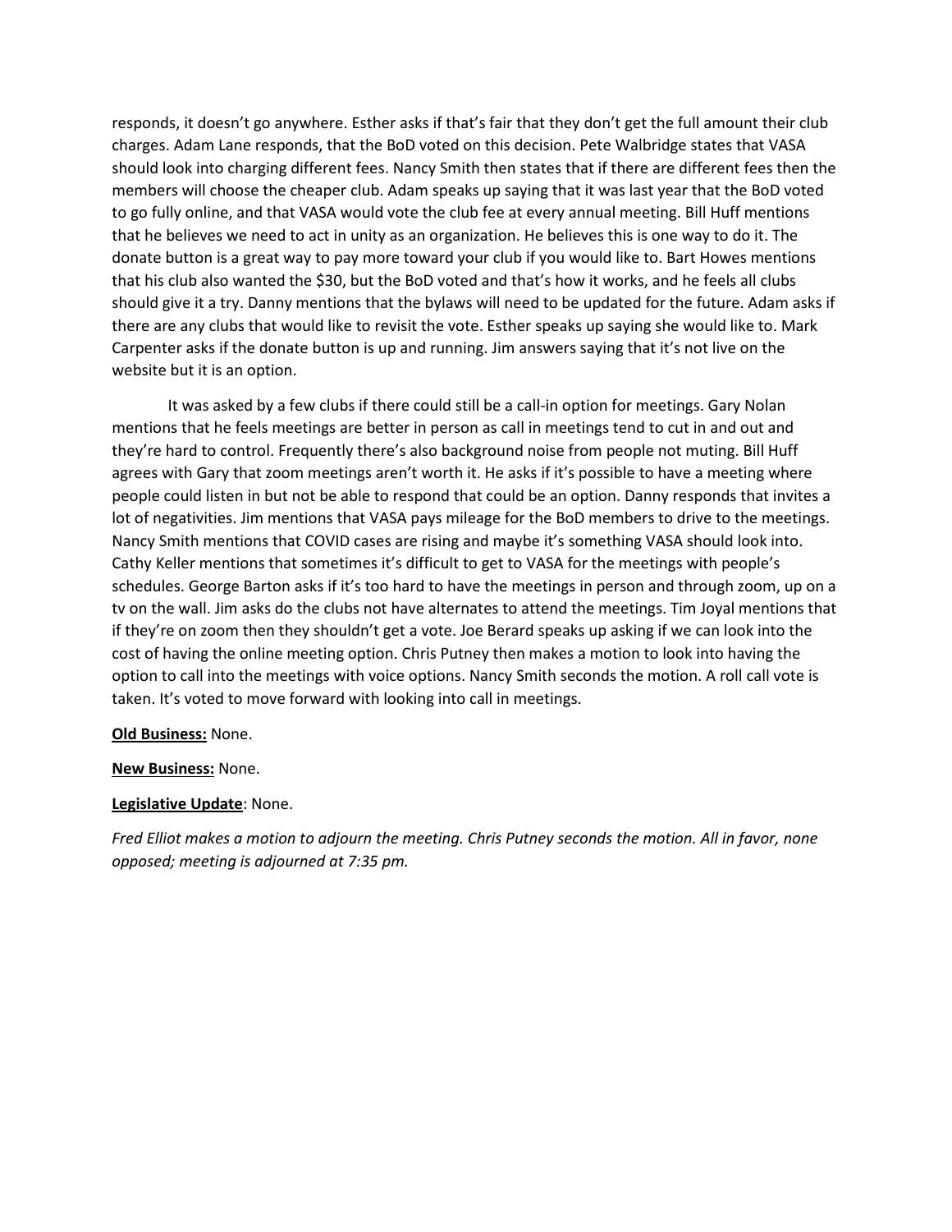responds, it doesn't go anywhere. Esther asks if that's fair that they don't get the full amount their club charges. Adam Lane responds, that the BoD voted on this decision. Pete Walbridge states that VASA should look into charging different fees. Nancy Smith then states that if there are different fees then the members will choose the cheaper club. Adam speaks up saying that it was last year that the BoD voted to go fully online, and that VASA would vote the club fee at every annual meeting. Bill Huff mentions that he believes we need to act in unity as an organization. He believes this is one way to do it. The donate button is a great way to pay more toward your club if you would like to. Bart Howes mentions that his club also wanted the $30, but the BoD voted and that's how it works, and he feels all clubs should give it a try. Danny mentions that the bylaws will need to be updated for the future. Adam asks if there are any clubs that would like to revisit the vote. Esther speaks up saying she would like to. Mark Carpenter asks if the donate button is up and running. Jim answers saying that it's not live on the website but it is an option.

It was asked by a few clubs if there could still be a call-in option for meetings. Gary Nolan mentions that he feels meetings are better in person as call in meetings tend to cut in and out and they're hard to control. Frequently there's also background noise from people not muting. Bill Huff agrees with Gary that zoom meetings aren't worth it. He asks if it's possible to have a meeting where people could listen in but not be able to respond that could be an option. Danny responds that invites a lot of negativities. Jim mentions that VASA pays mileage for the BoD members to drive to the meetings. Nancy Smith mentions that COVID cases are rising and maybe it's something VASA should look into. Cathy Keller mentions that sometimes it's difficult to get to VASA for the meetings with people's schedules. George Barton asks if it's too hard to have the meetings in person and through zoom, up on a tv on the wall. Jim asks do the clubs not have alternates to attend the meetings. Tim Joyal mentions that if they're on zoom then they shouldn't get a vote. Joe Berard speaks up asking if we can look into the cost of having the online meeting option. Chris Putney then makes a motion to look into having the option to call into the meetings with voice options. Nancy Smith seconds the motion. A roll call vote is taken. It's voted to move forward with looking into call in meetings.

**Old Business:** None.

**New Business:** None.

**Legislative Update**: None.

*Fred Elliot makes a motion to adjourn the meeting. Chris Putney seconds the motion. All in favor, none opposed; meeting is adjourned at 7:35 pm.*